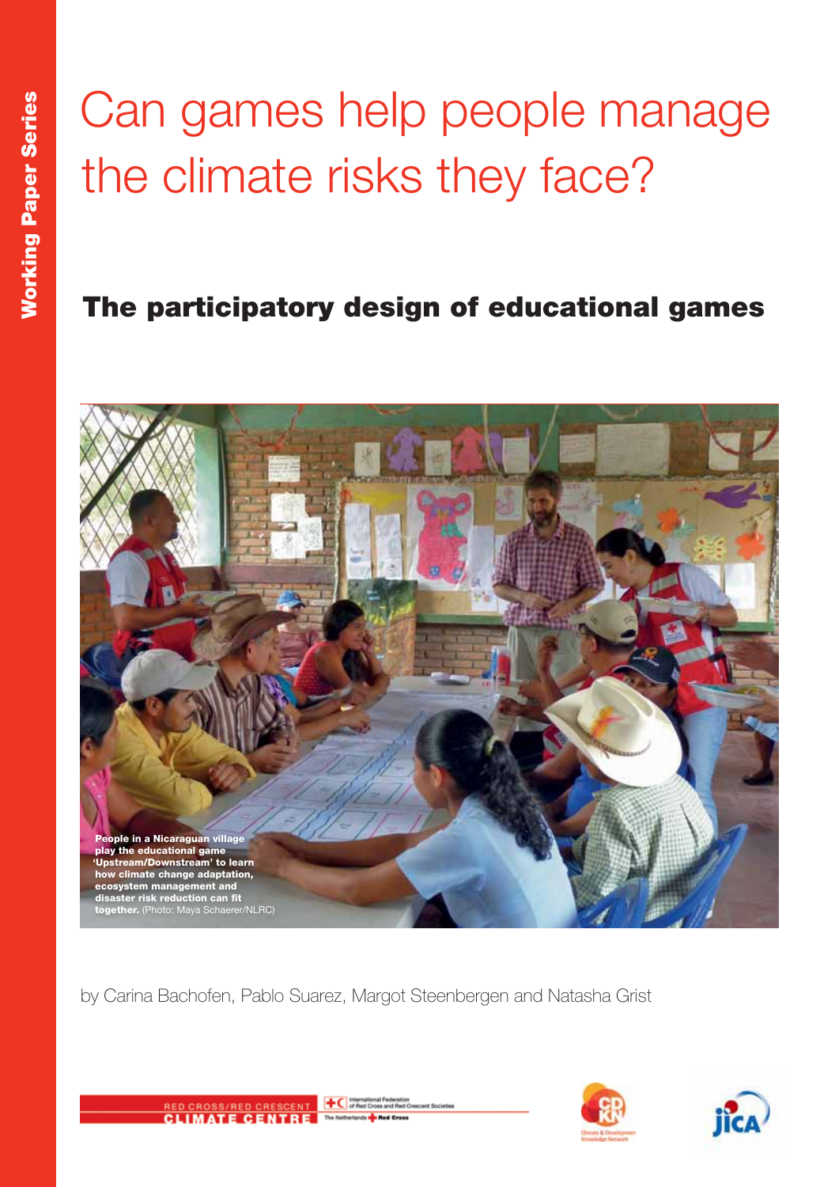Working Paper Series

# Can games help people manage the climate risks they face?

## The participatory design of educational games

**People in a Nicaraguan village play the educational game 'Upstream/Downstream' to learn how climate change adaptation, ecosystem management and disaster risk reduction can fit together.** (Photo: Maya Schaerer/NLRC)

by Carina Bachofen, Pablo Suarez, Margot Steenbergen and Natasha Grist

RED CROSS/RED CRESCENT CLIMATE CENTRE

International Federation of Red Cross and Red Crescent Societies

The Netherlands Red Cross

Climate & Development Knowledge Network

JICA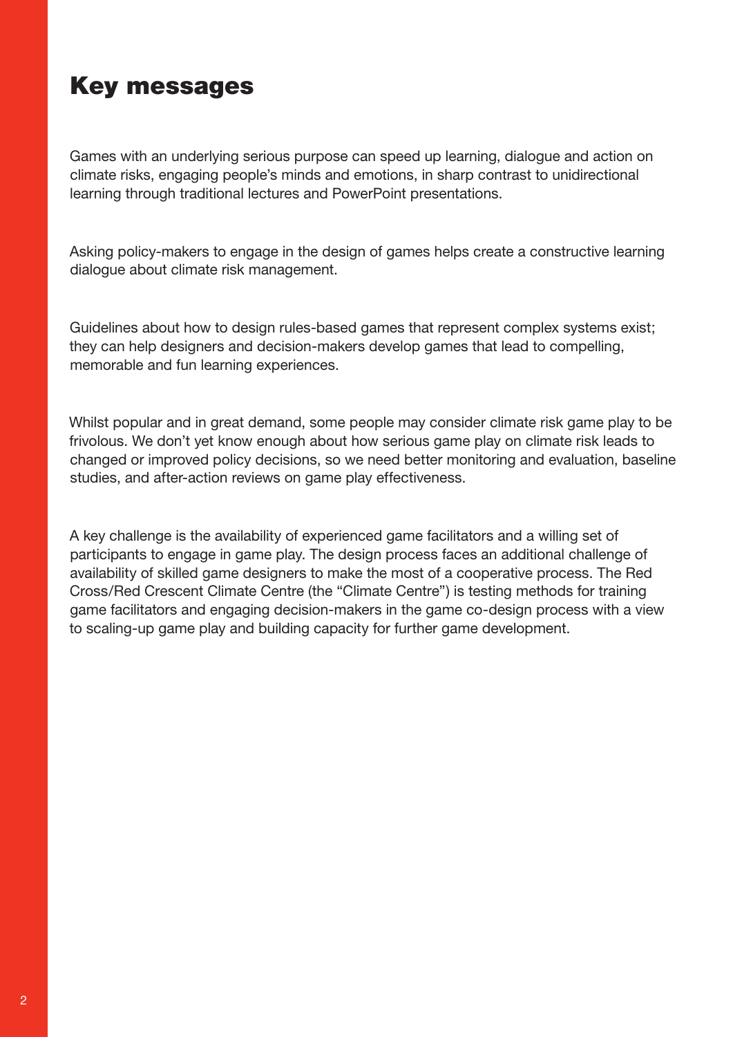# Key messages

Games with an underlying serious purpose can speed up learning, dialogue and action on climate risks, engaging people's minds and emotions, in sharp contrast to unidirectional learning through traditional lectures and PowerPoint presentations.

Asking policy-makers to engage in the design of games helps create a constructive learning dialogue about climate risk management.

Guidelines about how to design rules-based games that represent complex systems exist; they can help designers and decision-makers develop games that lead to compelling, memorable and fun learning experiences.

Whilst popular and in great demand, some people may consider climate risk game play to be frivolous. We don't yet know enough about how serious game play on climate risk leads to changed or improved policy decisions, so we need better monitoring and evaluation, baseline studies, and after-action reviews on game play effectiveness.

A key challenge is the availability of experienced game facilitators and a willing set of participants to engage in game play. The design process faces an additional challenge of availability of skilled game designers to make the most of a cooperative process. The Red Cross/Red Crescent Climate Centre (the "Climate Centre") is testing methods for training game facilitators and engaging decision-makers in the game co-design process with a view to scaling-up game play and building capacity for further game development.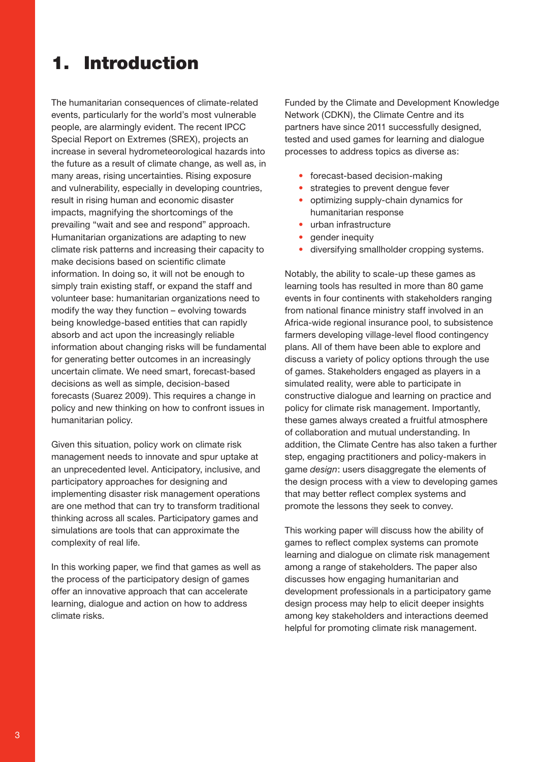# 1. Introduction

The humanitarian consequences of climate-related events, particularly for the world's most vulnerable people, are alarmingly evident. The recent IPCC Special Report on Extremes (SREX), projects an increase in several hydrometeorological hazards into the future as a result of climate change, as well as, in many areas, rising uncertainties. Rising exposure and vulnerability, especially in developing countries, result in rising human and economic disaster impacts, magnifying the shortcomings of the prevailing "wait and see and respond" approach. Humanitarian organizations are adapting to new climate risk patterns and increasing their capacity to make decisions based on scientific climate information. In doing so, it will not be enough to simply train existing staff, or expand the staff and volunteer base: humanitarian organizations need to modify the way they function – evolving towards being knowledge-based entities that can rapidly absorb and act upon the increasingly reliable information about changing risks will be fundamental for generating better outcomes in an increasingly uncertain climate. We need smart, forecast-based decisions as well as simple, decision-based forecasts (Suarez 2009). This requires a change in policy and new thinking on how to confront issues in humanitarian policy.

Given this situation, policy work on climate risk management needs to innovate and spur uptake at an unprecedented level. Anticipatory, inclusive, and participatory approaches for designing and implementing disaster risk management operations are one method that can try to transform traditional thinking across all scales. Participatory games and simulations are tools that can approximate the complexity of real life.

In this working paper, we find that games as well as the process of the participatory design of games offer an innovative approach that can accelerate learning, dialogue and action on how to address climate risks.

Funded by the Climate and Development Knowledge Network (CDKN), the Climate Centre and its partners have since 2011 successfully designed, tested and used games for learning and dialogue processes to address topics as diverse as:

- forecast-based decision-making
- strategies to prevent dengue fever
- optimizing supply-chain dynamics for humanitarian response
- urban infrastructure
- gender inequity
- diversifying smallholder cropping systems.

Notably, the ability to scale-up these games as learning tools has resulted in more than 80 game events in four continents with stakeholders ranging from national finance ministry staff involved in an Africa-wide regional insurance pool, to subsistence farmers developing village-level flood contingency plans. All of them have been able to explore and discuss a variety of policy options through the use of games. Stakeholders engaged as players in a simulated reality, were able to participate in constructive dialogue and learning on practice and policy for climate risk management. Importantly, these games always created a fruitful atmosphere of collaboration and mutual understanding. In addition, the Climate Centre has also taken a further step, engaging practitioners and policy-makers in game *design*: users disaggregate the elements of the design process with a view to developing games that may better reflect complex systems and promote the lessons they seek to convey.

This working paper will discuss how the ability of games to reflect complex systems can promote learning and dialogue on climate risk management among a range of stakeholders. The paper also discusses how engaging humanitarian and development professionals in a participatory game design process may help to elicit deeper insights among key stakeholders and interactions deemed helpful for promoting climate risk management.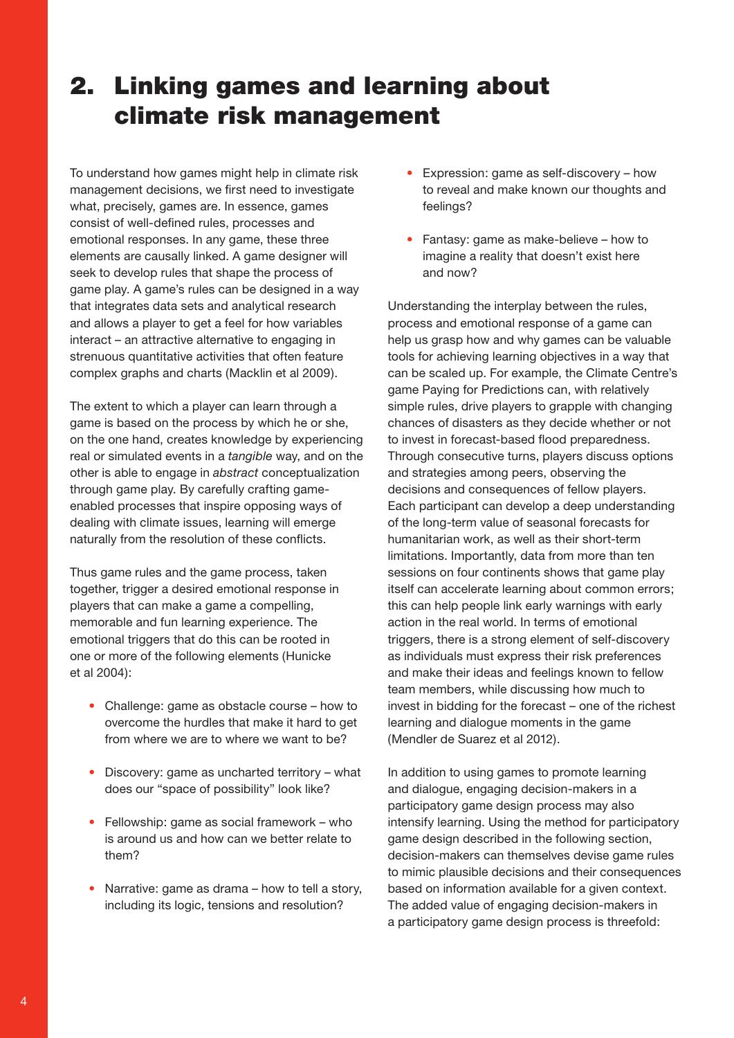## 2. Linking games and learning about climate risk management

To understand how games might help in climate risk management decisions, we first need to investigate what, precisely, games are. In essence, games consist of well-defined rules, processes and emotional responses. In any game, these three elements are causally linked. A game designer will seek to develop rules that shape the process of game play. A game's rules can be designed in a way that integrates data sets and analytical research and allows a player to get a feel for how variables interact – an attractive alternative to engaging in strenuous quantitative activities that often feature complex graphs and charts (Macklin et al 2009).

The extent to which a player can learn through a game is based on the process by which he or she, on the one hand, creates knowledge by experiencing real or simulated events in a *tangible* way, and on the other is able to engage in *abstract* conceptualization through game play. By carefully crafting game-enabled processes that inspire opposing ways of dealing with climate issues, learning will emerge naturally from the resolution of these conflicts.

Thus game rules and the game process, taken together, trigger a desired emotional response in players that can make a game a compelling, memorable and fun learning experience. The emotional triggers that do this can be rooted in one or more of the following elements (Hunicke et al 2004):

- Challenge: game as obstacle course – how to overcome the hurdles that make it hard to get from where we are to where we want to be?
- Discovery: game as uncharted territory – what does our "space of possibility" look like?
- Fellowship: game as social framework – who is around us and how can we better relate to them?
- Narrative: game as drama – how to tell a story, including its logic, tensions and resolution?
- Expression: game as self-discovery – how to reveal and make known our thoughts and feelings?
- Fantasy: game as make-believe – how to imagine a reality that doesn't exist here and now?

Understanding the interplay between the rules, process and emotional response of a game can help us grasp how and why games can be valuable tools for achieving learning objectives in a way that can be scaled up. For example, the Climate Centre's game Paying for Predictions can, with relatively simple rules, drive players to grapple with changing chances of disasters as they decide whether or not to invest in forecast-based flood preparedness. Through consecutive turns, players discuss options and strategies among peers, observing the decisions and consequences of fellow players. Each participant can develop a deep understanding of the long-term value of seasonal forecasts for humanitarian work, as well as their short-term limitations. Importantly, data from more than ten sessions on four continents shows that game play itself can accelerate learning about common errors; this can help people link early warnings with early action in the real world. In terms of emotional triggers, there is a strong element of self-discovery as individuals must express their risk preferences and make their ideas and feelings known to fellow team members, while discussing how much to invest in bidding for the forecast – one of the richest learning and dialogue moments in the game (Mendler de Suarez et al 2012).

In addition to using games to promote learning and dialogue, engaging decision-makers in a participatory game design process may also intensify learning. Using the method for participatory game design described in the following section, decision-makers can themselves devise game rules to mimic plausible decisions and their consequences based on information available for a given context. The added value of engaging decision-makers in a participatory game design process is threefold: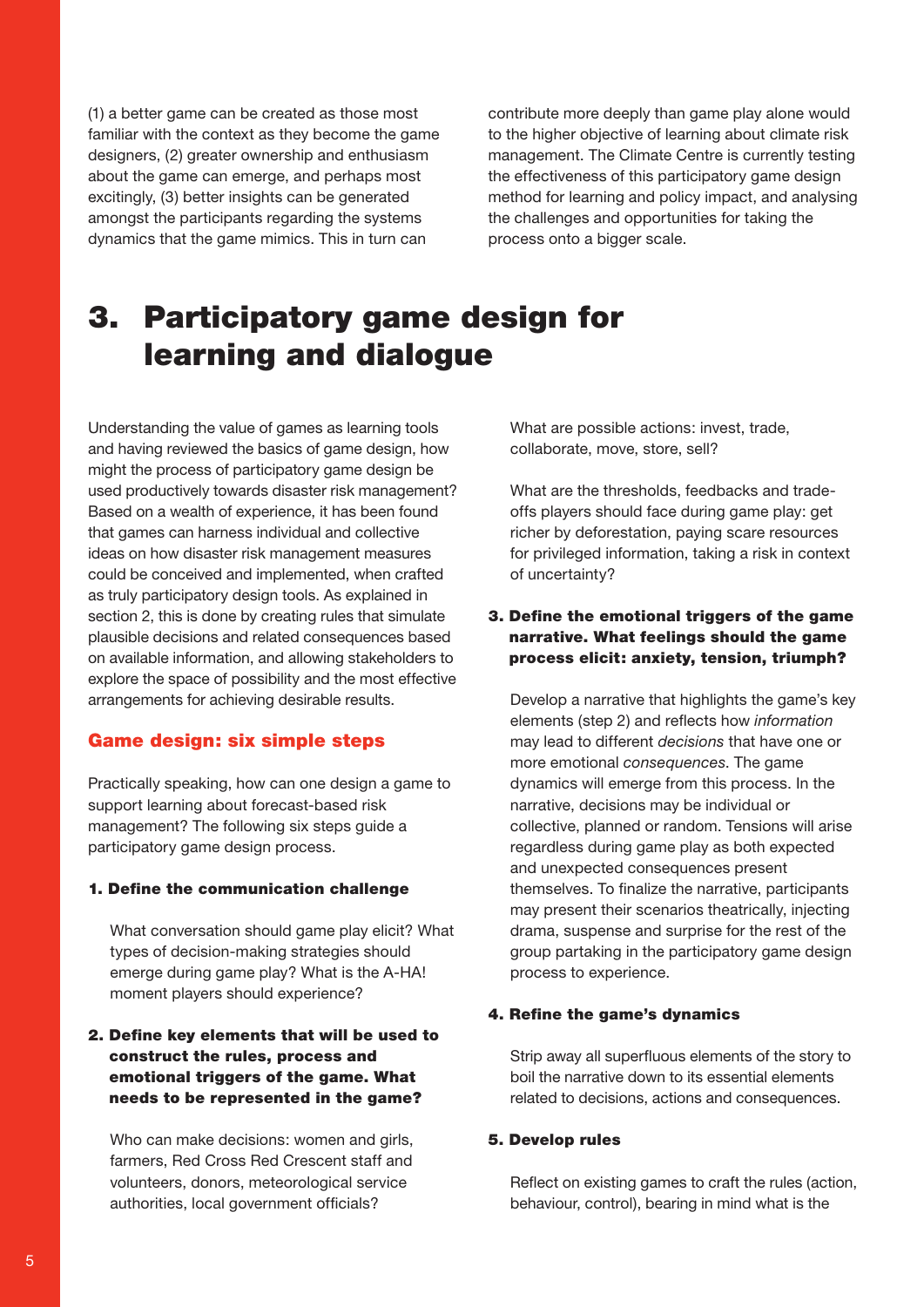(1) a better game can be created as those most familiar with the context as they become the game designers, (2) greater ownership and enthusiasm about the game can emerge, and perhaps most excitingly, (3) better insights can be generated amongst the participants regarding the systems dynamics that the game mimics. This in turn can contribute more deeply than game play alone would to the higher objective of learning about climate risk management. The Climate Centre is currently testing the effectiveness of this participatory game design method for learning and policy impact, and analysing the challenges and opportunities for taking the process onto a bigger scale.

# 3. Participatory game design for learning and dialogue

Understanding the value of games as learning tools and having reviewed the basics of game design, how might the process of participatory game design be used productively towards disaster risk management? Based on a wealth of experience, it has been found that games can harness individual and collective ideas on how disaster risk management measures could be conceived and implemented, when crafted as truly participatory design tools. As explained in section 2, this is done by creating rules that simulate plausible decisions and related consequences based on available information, and allowing stakeholders to explore the space of possibility and the most effective arrangements for achieving desirable results.

## Game design: six simple steps

Practically speaking, how can one design a game to support learning about forecast-based risk management? The following six steps guide a participatory game design process.

**1. Define the communication challenge**

What conversation should game play elicit? What types of decision-making strategies should emerge during game play? What is the A-HA! moment players should experience?

**2. Define key elements that will be used to construct the rules, process and emotional triggers of the game. What needs to be represented in the game?**

Who can make decisions: women and girls, farmers, Red Cross Red Crescent staff and volunteers, donors, meteorological service authorities, local government officials?

What are possible actions: invest, trade, collaborate, move, store, sell?

What are the thresholds, feedbacks and trade-offs players should face during game play: get richer by deforestation, paying scare resources for privileged information, taking a risk in context of uncertainty?

**3. Define the emotional triggers of the game narrative. What feelings should the game process elicit: anxiety, tension, triumph?**

Develop a narrative that highlights the game's key elements (step 2) and reflects how *information* may lead to different *decisions* that have one or more emotional *consequences*. The game dynamics will emerge from this process. In the narrative, decisions may be individual or collective, planned or random. Tensions will arise regardless during game play as both expected and unexpected consequences present themselves. To finalize the narrative, participants may present their scenarios theatrically, injecting drama, suspense and surprise for the rest of the group partaking in the participatory game design process to experience.

**4. Refine the game's dynamics**

Strip away all superfluous elements of the story to boil the narrative down to its essential elements related to decisions, actions and consequences.

**5. Develop rules**

Reflect on existing games to craft the rules (action, behaviour, control), bearing in mind what is the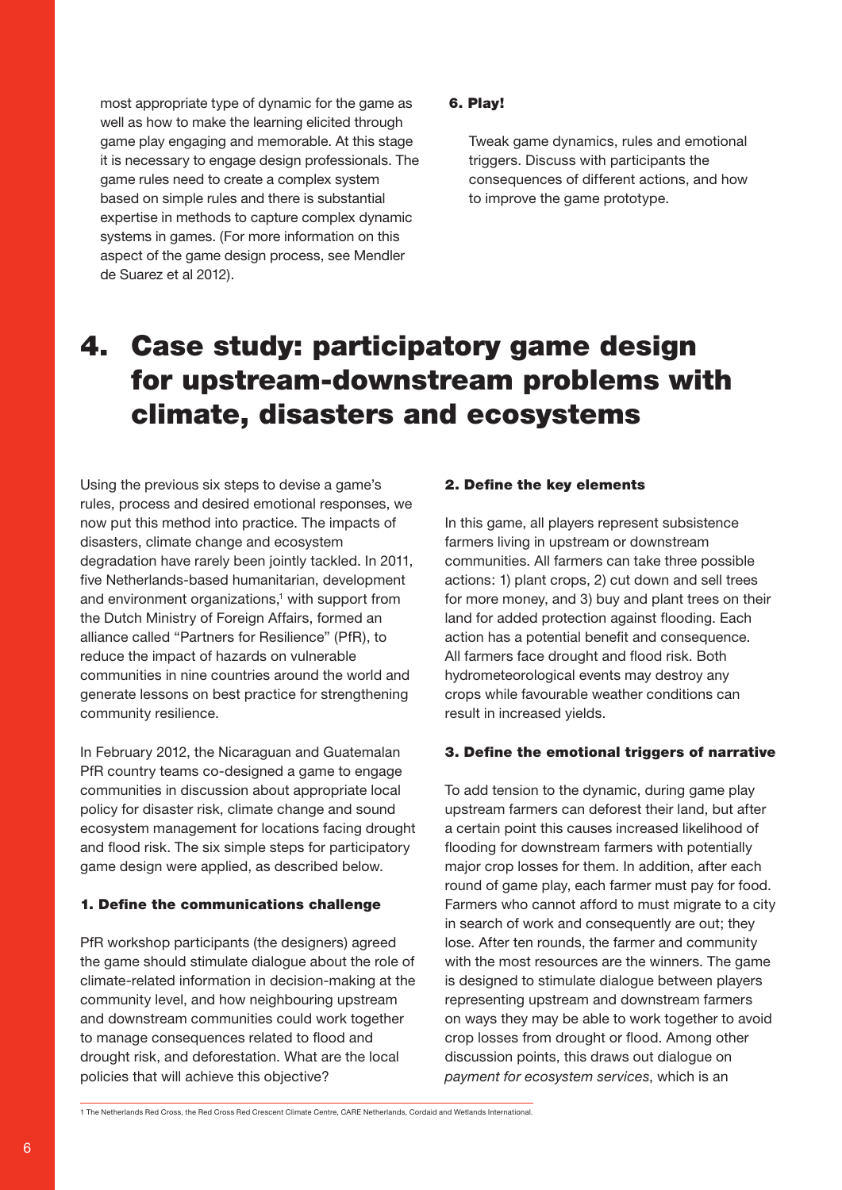most appropriate type of dynamic for the game as well as how to make the learning elicited through game play engaging and memorable. At this stage it is necessary to engage design professionals. The game rules need to create a complex system based on simple rules and there is substantial expertise in methods to capture complex dynamic systems in games. (For more information on this aspect of the game design process, see Mendler de Suarez et al 2012).

### 6. Play!

Tweak game dynamics, rules and emotional triggers. Discuss with participants the consequences of different actions, and how to improve the game prototype.

# 4. Case study: participatory game design for upstream-downstream problems with climate, disasters and ecosystems

Using the previous six steps to devise a game's rules, process and desired emotional responses, we now put this method into practice. The impacts of disasters, climate change and ecosystem degradation have rarely been jointly tackled. In 2011, five Netherlands-based humanitarian, development and environment organizations,[1] with support from the Dutch Ministry of Foreign Affairs, formed an alliance called "Partners for Resilience" (PfR), to reduce the impact of hazards on vulnerable communities in nine countries around the world and generate lessons on best practice for strengthening community resilience.

In February 2012, the Nicaraguan and Guatemalan PfR country teams co-designed a game to engage communities in discussion about appropriate local policy for disaster risk, climate change and sound ecosystem management for locations facing drought and flood risk. The six simple steps for participatory game design were applied, as described below.

### 1. Define the communications challenge

PfR workshop participants (the designers) agreed the game should stimulate dialogue about the role of climate-related information in decision-making at the community level, and how neighbouring upstream and downstream communities could work together to manage consequences related to flood and drought risk, and deforestation. What are the local policies that will achieve this objective?

### 2. Define the key elements

In this game, all players represent subsistence farmers living in upstream or downstream communities. All farmers can take three possible actions: 1) plant crops, 2) cut down and sell trees for more money, and 3) buy and plant trees on their land for added protection against flooding. Each action has a potential benefit and consequence. All farmers face drought and flood risk. Both hydrometeorological events may destroy any crops while favourable weather conditions can result in increased yields.

### 3. Define the emotional triggers of narrative

To add tension to the dynamic, during game play upstream farmers can deforest their land, but after a certain point this causes increased likelihood of flooding for downstream farmers with potentially major crop losses for them. In addition, after each round of game play, each farmer must pay for food. Farmers who cannot afford to must migrate to a city in search of work and consequently are out; they lose. After ten rounds, the farmer and community with the most resources are the winners. The game is designed to stimulate dialogue between players representing upstream and downstream farmers on ways they may be able to work together to avoid crop losses from drought or flood. Among other discussion points, this draws out dialogue on *payment for ecosystem services*, which is an

---

1 The Netherlands Red Cross, the Red Cross Red Crescent Climate Centre, CARE Netherlands, Cordaid and Wetlands International.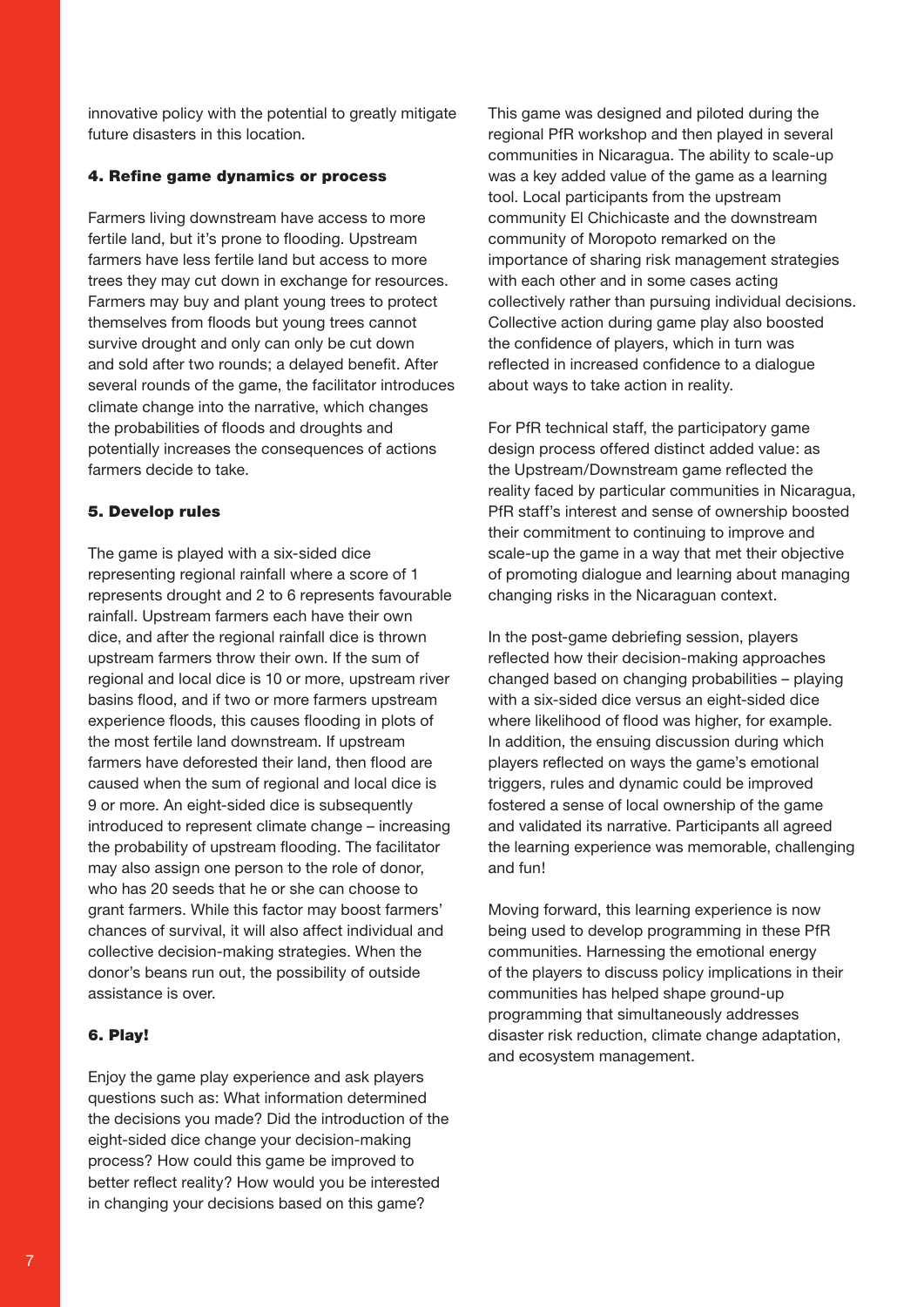innovative policy with the potential to greatly mitigate future disasters in this location.

#### 4. Refine game dynamics or process

Farmers living downstream have access to more fertile land, but it's prone to flooding. Upstream farmers have less fertile land but access to more trees they may cut down in exchange for resources. Farmers may buy and plant young trees to protect themselves from floods but young trees cannot survive drought and only can only be cut down and sold after two rounds; a delayed benefit. After several rounds of the game, the facilitator introduces climate change into the narrative, which changes the probabilities of floods and droughts and potentially increases the consequences of actions farmers decide to take.

#### 5. Develop rules

The game is played with a six-sided dice representing regional rainfall where a score of 1 represents drought and 2 to 6 represents favourable rainfall. Upstream farmers each have their own dice, and after the regional rainfall dice is thrown upstream farmers throw their own. If the sum of regional and local dice is 10 or more, upstream river basins flood, and if two or more farmers upstream experience floods, this causes flooding in plots of the most fertile land downstream. If upstream farmers have deforested their land, then flood are caused when the sum of regional and local dice is 9 or more. An eight-sided dice is subsequently introduced to represent climate change – increasing the probability of upstream flooding. The facilitator may also assign one person to the role of donor, who has 20 seeds that he or she can choose to grant farmers. While this factor may boost farmers' chances of survival, it will also affect individual and collective decision-making strategies. When the donor's beans run out, the possibility of outside assistance is over.

#### 6. Play!

Enjoy the game play experience and ask players questions such as: What information determined the decisions you made? Did the introduction of the eight-sided dice change your decision-making process? How could this game be improved to better reflect reality? How would you be interested in changing your decisions based on this game?

This game was designed and piloted during the regional PfR workshop and then played in several communities in Nicaragua. The ability to scale-up was a key added value of the game as a learning tool. Local participants from the upstream community El Chichicaste and the downstream community of Moropoto remarked on the importance of sharing risk management strategies with each other and in some cases acting collectively rather than pursuing individual decisions. Collective action during game play also boosted the confidence of players, which in turn was reflected in increased confidence to a dialogue about ways to take action in reality.

For PfR technical staff, the participatory game design process offered distinct added value: as the Upstream/Downstream game reflected the reality faced by particular communities in Nicaragua, PfR staff's interest and sense of ownership boosted their commitment to continuing to improve and scale-up the game in a way that met their objective of promoting dialogue and learning about managing changing risks in the Nicaraguan context.

In the post-game debriefing session, players reflected how their decision-making approaches changed based on changing probabilities – playing with a six-sided dice versus an eight-sided dice where likelihood of flood was higher, for example. In addition, the ensuing discussion during which players reflected on ways the game's emotional triggers, rules and dynamic could be improved fostered a sense of local ownership of the game and validated its narrative. Participants all agreed the learning experience was memorable, challenging and fun!

Moving forward, this learning experience is now being used to develop programming in these PfR communities. Harnessing the emotional energy of the players to discuss policy implications in their communities has helped shape ground-up programming that simultaneously addresses disaster risk reduction, climate change adaptation, and ecosystem management.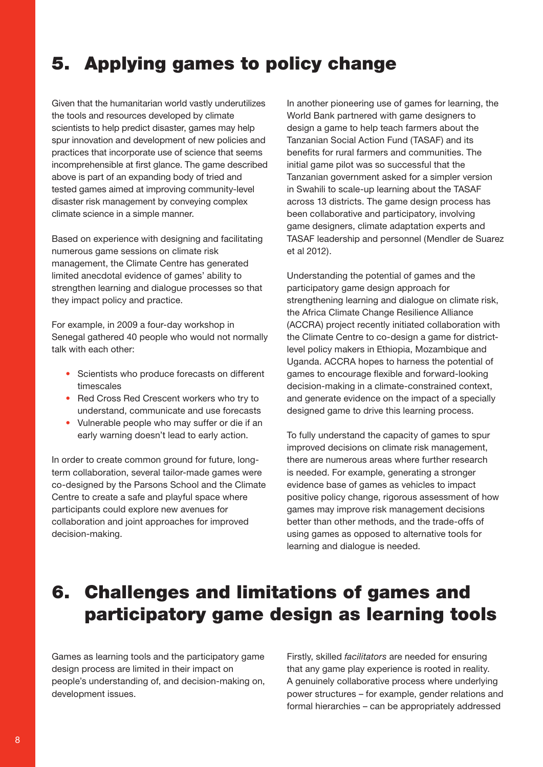## 5. Applying games to policy change

Given that the humanitarian world vastly underutilizes the tools and resources developed by climate scientists to help predict disaster, games may help spur innovation and development of new policies and practices that incorporate use of science that seems incomprehensible at first glance. The game described above is part of an expanding body of tried and tested games aimed at improving community-level disaster risk management by conveying complex climate science in a simple manner.

Based on experience with designing and facilitating numerous game sessions on climate risk management, the Climate Centre has generated limited anecdotal evidence of games' ability to strengthen learning and dialogue processes so that they impact policy and practice.

For example, in 2009 a four-day workshop in Senegal gathered 40 people who would not normally talk with each other:

- Scientists who produce forecasts on different timescales
- Red Cross Red Crescent workers who try to understand, communicate and use forecasts
- Vulnerable people who may suffer or die if an early warning doesn't lead to early action.

In order to create common ground for future, long-term collaboration, several tailor-made games were co-designed by the Parsons School and the Climate Centre to create a safe and playful space where participants could explore new avenues for collaboration and joint approaches for improved decision-making.

In another pioneering use of games for learning, the World Bank partnered with game designers to design a game to help teach farmers about the Tanzanian Social Action Fund (TASAF) and its benefits for rural farmers and communities. The initial game pilot was so successful that the Tanzanian government asked for a simpler version in Swahili to scale-up learning about the TASAF across 13 districts. The game design process has been collaborative and participatory, involving game designers, climate adaptation experts and TASAF leadership and personnel (Mendler de Suarez et al 2012).

Understanding the potential of games and the participatory game design approach for strengthening learning and dialogue on climate risk, the Africa Climate Change Resilience Alliance (ACCRA) project recently initiated collaboration with the Climate Centre to co-design a game for district-level policy makers in Ethiopia, Mozambique and Uganda. ACCRA hopes to harness the potential of games to encourage flexible and forward-looking decision-making in a climate-constrained context, and generate evidence on the impact of a specially designed game to drive this learning process.

To fully understand the capacity of games to spur improved decisions on climate risk management, there are numerous areas where further research is needed. For example, generating a stronger evidence base of games as vehicles to impact positive policy change, rigorous assessment of how games may improve risk management decisions better than other methods, and the trade-offs of using games as opposed to alternative tools for learning and dialogue is needed.

## 6. Challenges and limitations of games and participatory game design as learning tools

Games as learning tools and the participatory game design process are limited in their impact on people's understanding of, and decision-making on, development issues.

Firstly, skilled *facilitators* are needed for ensuring that any game play experience is rooted in reality. A genuinely collaborative process where underlying power structures – for example, gender relations and formal hierarchies – can be appropriately addressed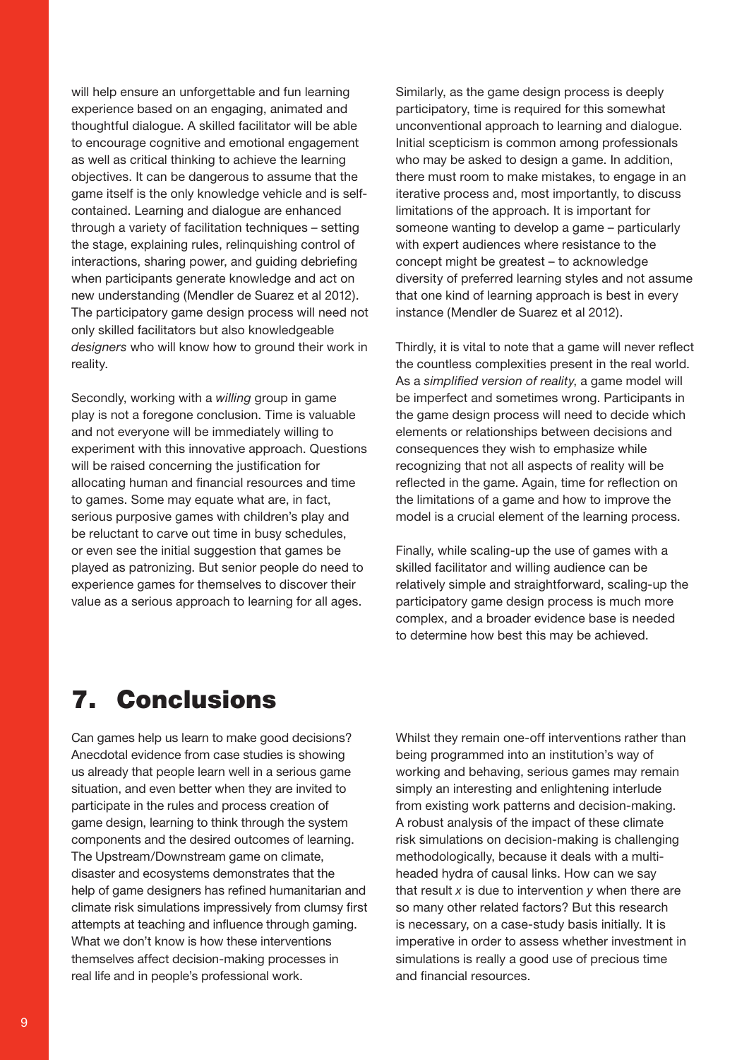will help ensure an unforgettable and fun learning experience based on an engaging, animated and thoughtful dialogue. A skilled facilitator will be able to encourage cognitive and emotional engagement as well as critical thinking to achieve the learning objectives. It can be dangerous to assume that the game itself is the only knowledge vehicle and is self-contained. Learning and dialogue are enhanced through a variety of facilitation techniques – setting the stage, explaining rules, relinquishing control of interactions, sharing power, and guiding debriefing when participants generate knowledge and act on new understanding (Mendler de Suarez et al 2012). The participatory game design process will need not only skilled facilitators but also knowledgeable *designers* who will know how to ground their work in reality.

Secondly, working with a *willing* group in game play is not a foregone conclusion. Time is valuable and not everyone will be immediately willing to experiment with this innovative approach. Questions will be raised concerning the justification for allocating human and financial resources and time to games. Some may equate what are, in fact, serious purposive games with children's play and be reluctant to carve out time in busy schedules, or even see the initial suggestion that games be played as patronizing. But senior people do need to experience games for themselves to discover their value as a serious approach to learning for all ages.

Similarly, as the game design process is deeply participatory, time is required for this somewhat unconventional approach to learning and dialogue. Initial scepticism is common among professionals who may be asked to design a game. In addition, there must room to make mistakes, to engage in an iterative process and, most importantly, to discuss limitations of the approach. It is important for someone wanting to develop a game – particularly with expert audiences where resistance to the concept might be greatest – to acknowledge diversity of preferred learning styles and not assume that one kind of learning approach is best in every instance (Mendler de Suarez et al 2012).

Thirdly, it is vital to note that a game will never reflect the countless complexities present in the real world. As a *simplified version of reality*, a game model will be imperfect and sometimes wrong. Participants in the game design process will need to decide which elements or relationships between decisions and consequences they wish to emphasize while recognizing that not all aspects of reality will be reflected in the game. Again, time for reflection on the limitations of a game and how to improve the model is a crucial element of the learning process.

Finally, while scaling-up the use of games with a skilled facilitator and willing audience can be relatively simple and straightforward, scaling-up the participatory game design process is much more complex, and a broader evidence base is needed to determine how best this may be achieved.

# 7. Conclusions

Can games help us learn to make good decisions? Anecdotal evidence from case studies is showing us already that people learn well in a serious game situation, and even better when they are invited to participate in the rules and process creation of game design, learning to think through the system components and the desired outcomes of learning. The Upstream/Downstream game on climate, disaster and ecosystems demonstrates that the help of game designers has refined humanitarian and climate risk simulations impressively from clumsy first attempts at teaching and influence through gaming. What we don't know is how these interventions themselves affect decision-making processes in real life and in people's professional work.

Whilst they remain one-off interventions rather than being programmed into an institution's way of working and behaving, serious games may remain simply an interesting and enlightening interlude from existing work patterns and decision-making. A robust analysis of the impact of these climate risk simulations on decision-making is challenging methodologically, because it deals with a multi-headed hydra of causal links. How can we say that result $x$ is due to intervention $y$ when there are so many other related factors? But this research is necessary, on a case-study basis initially. It is imperative in order to assess whether investment in simulations is really a good use of precious time and financial resources.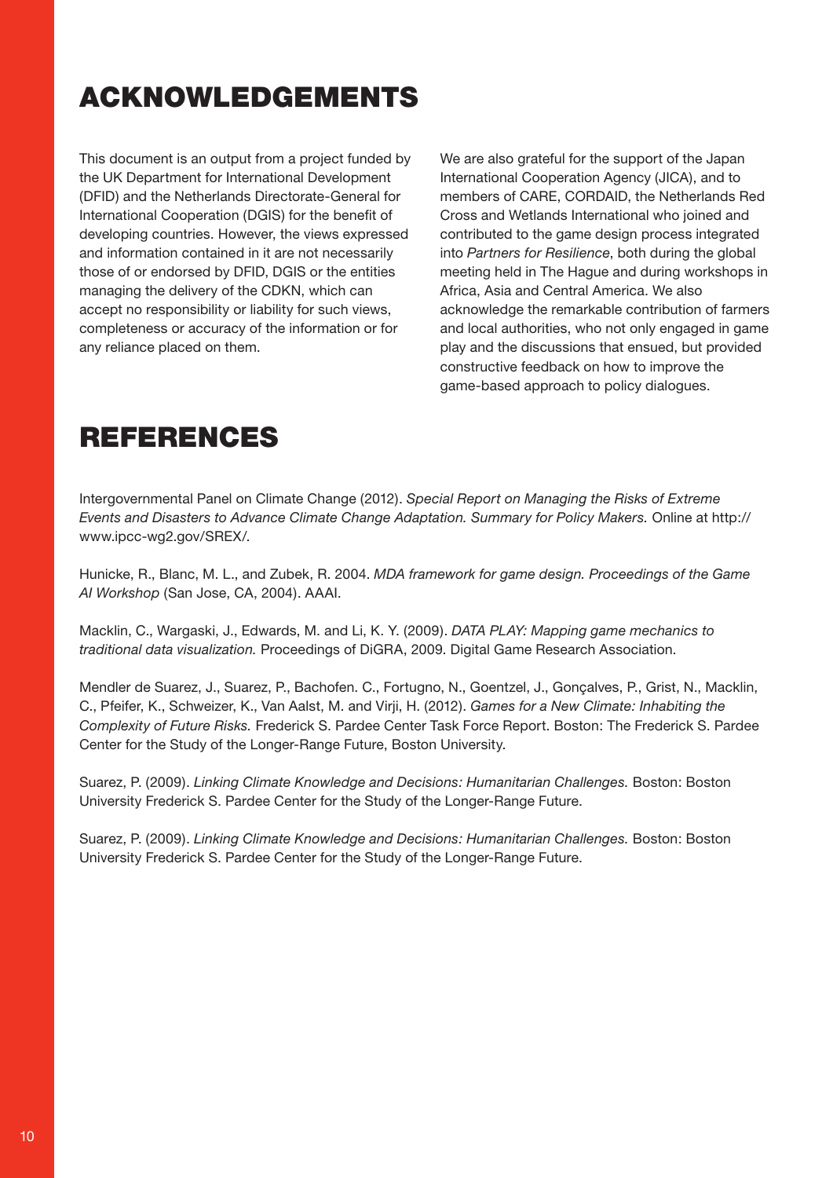# ACKNOWLEDGEMENTS

This document is an output from a project funded by the UK Department for International Development (DFID) and the Netherlands Directorate-General for International Cooperation (DGIS) for the benefit of developing countries. However, the views expressed and information contained in it are not necessarily those of or endorsed by DFID, DGIS or the entities managing the delivery of the CDKN, which can accept no responsibility or liability for such views, completeness or accuracy of the information or for any reliance placed on them.

We are also grateful for the support of the Japan International Cooperation Agency (JICA), and to members of CARE, CORDAID, the Netherlands Red Cross and Wetlands International who joined and contributed to the game design process integrated into *Partners for Resilience*, both during the global meeting held in The Hague and during workshops in Africa, Asia and Central America. We also acknowledge the remarkable contribution of farmers and local authorities, who not only engaged in game play and the discussions that ensued, but provided constructive feedback on how to improve the game-based approach to policy dialogues.

# REFERENCES

Intergovernmental Panel on Climate Change (2012). *Special Report on Managing the Risks of Extreme Events and Disasters to Advance Climate Change Adaptation. Summary for Policy Makers.* Online at http://www.ipcc-wg2.gov/SREX/.

Hunicke, R., Blanc, M. L., and Zubek, R. 2004. *MDA framework for game design. Proceedings of the Game AI Workshop* (San Jose, CA, 2004). AAAI.

Macklin, C., Wargaski, J., Edwards, M. and Li, K. Y. (2009). *DATA PLAY: Mapping game mechanics to traditional data visualization.* Proceedings of DiGRA, 2009. Digital Game Research Association.

Mendler de Suarez, J., Suarez, P., Bachofen. C., Fortugno, N., Goentzel, J., Gonçalves, P., Grist, N., Macklin, C., Pfeifer, K., Schweizer, K., Van Aalst, M. and Virji, H. (2012). *Games for a New Climate: Inhabiting the Complexity of Future Risks.* Frederick S. Pardee Center Task Force Report. Boston: The Frederick S. Pardee Center for the Study of the Longer-Range Future, Boston University.

Suarez, P. (2009). *Linking Climate Knowledge and Decisions: Humanitarian Challenges.* Boston: Boston University Frederick S. Pardee Center for the Study of the Longer-Range Future.

Suarez, P. (2009). *Linking Climate Knowledge and Decisions: Humanitarian Challenges.* Boston: Boston University Frederick S. Pardee Center for the Study of the Longer-Range Future.